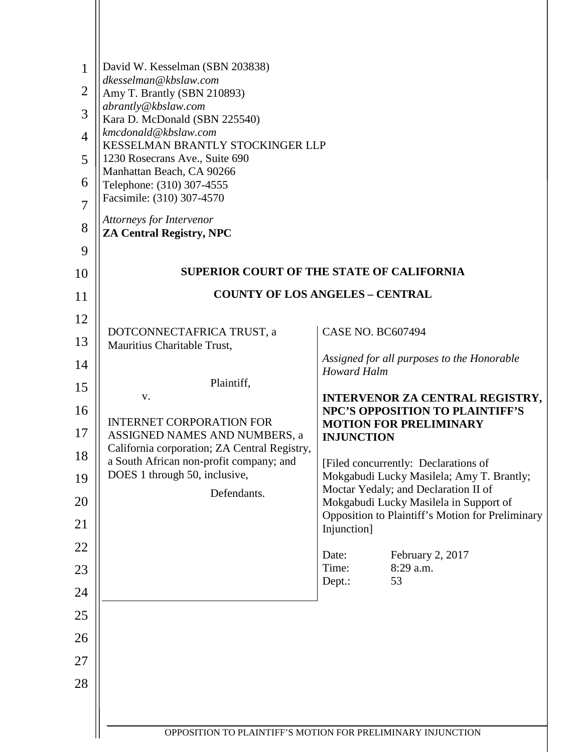David W. Kesselman (SBN 203838)
*dkesselman@kbslaw.com*
Amy T. Brantly (SBN 210893)
*abrantly@kbslaw.com*
Kara D. McDonald (SBN 225540)
*kmcdonald@kbslaw.com*
KESSELMAN BRANTLY STOCKINGER LLP
1230 Rosecrans Ave., Suite 690
Manhattan Beach, CA 90266
Telephone: (310) 307-4555
Facsimile: (310) 307-4570

*Attorneys for Intervenor*
**ZA Central Registry, NPC**

**SUPERIOR COURT OF THE STATE OF CALIFORNIA**

**COUNTY OF LOS ANGELES – CENTRAL**

DOTCONNECTAFRICA TRUST, a Mauritius Charitable Trust,

Plaintiff,

v.

INTERNET CORPORATION FOR ASSIGNED NAMES AND NUMBERS, a California corporation; ZA Central Registry, a South African non-profit company; and DOES 1 through 50, inclusive,

Defendants.

CASE NO. BC607494

*Assigned for all purposes to the Honorable Howard Halm*

**INTERVENOR ZA CENTRAL REGISTRY, NPC'S OPPOSITION TO PLAINTIFF'S MOTION FOR PRELIMINARY INJUNCTION**

[Filed concurrently: Declarations of Mokgabudi Lucky Masilela; Amy T. Brantly; Moctar Yedaly; and Declaration II of Mokgabudi Lucky Masilela in Support of Opposition to Plaintiff's Motion for Preliminary Injunction]

Date: February 2, 2017
Time: 8:29 a.m.
Dept.: 53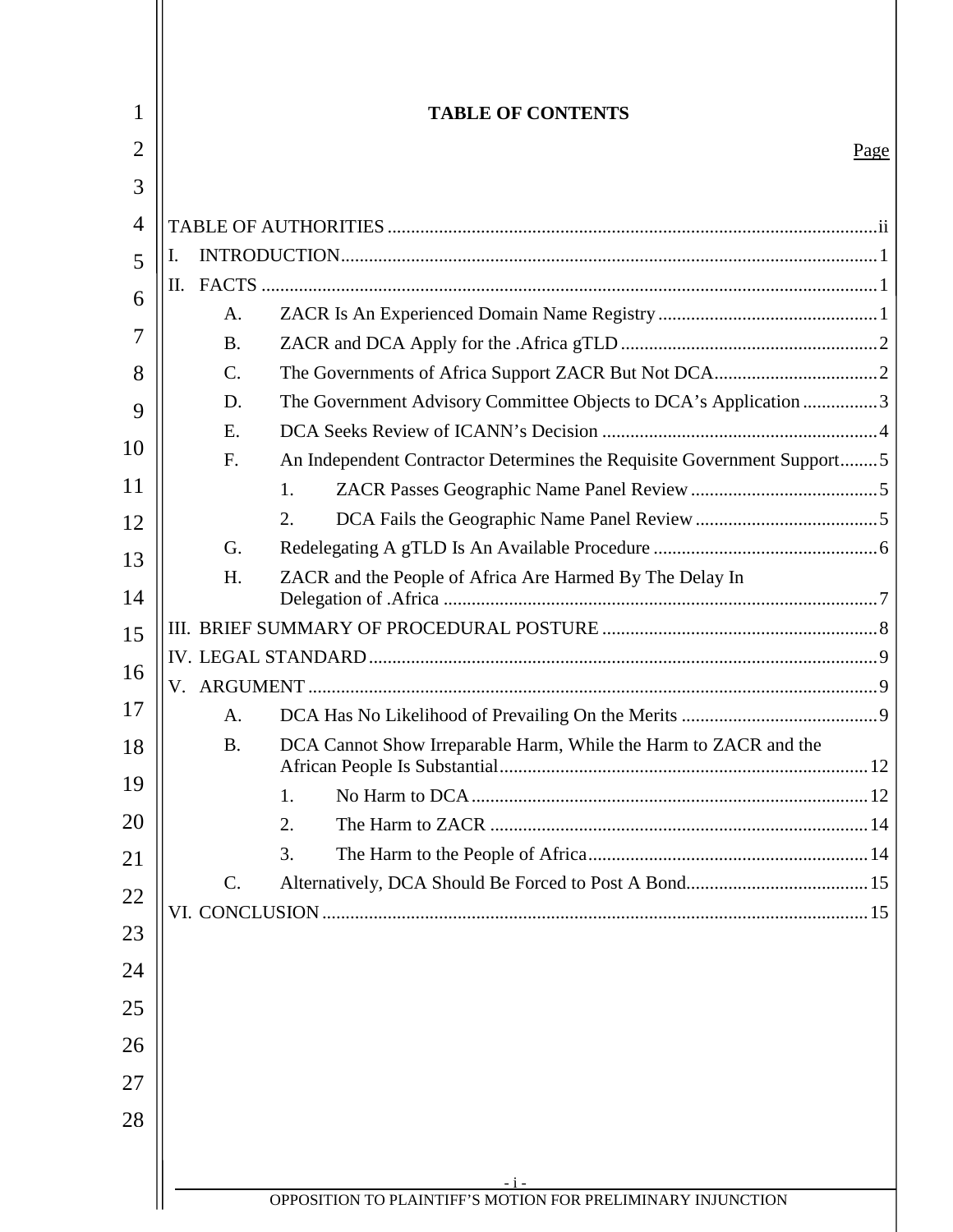# TABLE OF CONTENTS

Page

TABLE OF AUTHORITIES .......... ii

I. INTRODUCTION .......... 1

II. FACTS .......... 1

- A. ZACR Is An Experienced Domain Name Registry .......... 1
- B. ZACR and DCA Apply for the .Africa gTLD .......... 2
- C. The Governments of Africa Support ZACR But Not DCA .......... 2
- D. The Government Advisory Committee Objects to DCA's Application .......... 3
- E. DCA Seeks Review of ICANN's Decision .......... 4
- F. An Independent Contractor Determines the Requisite Government Support .......... 5
  - 1. ZACR Passes Geographic Name Panel Review .......... 5
  - 2. DCA Fails the Geographic Name Panel Review .......... 5
- G. Redelegating A gTLD Is An Available Procedure .......... 6
- H. ZACR and the People of Africa Are Harmed By The Delay In Delegation of .Africa .......... 7

III. BRIEF SUMMARY OF PROCEDURAL POSTURE .......... 8

IV. LEGAL STANDARD .......... 9

V. ARGUMENT .......... 9

- A. DCA Has No Likelihood of Prevailing On the Merits .......... 9
- B. DCA Cannot Show Irreparable Harm, While the Harm to ZACR and the African People Is Substantial .......... 12
  - 1. No Harm to DCA .......... 12
  - 2. The Harm to ZACR .......... 14
  - 3. The Harm to the People of Africa .......... 14
- C. Alternatively, DCA Should Be Forced to Post A Bond .......... 15

VI. CONCLUSION .......... 15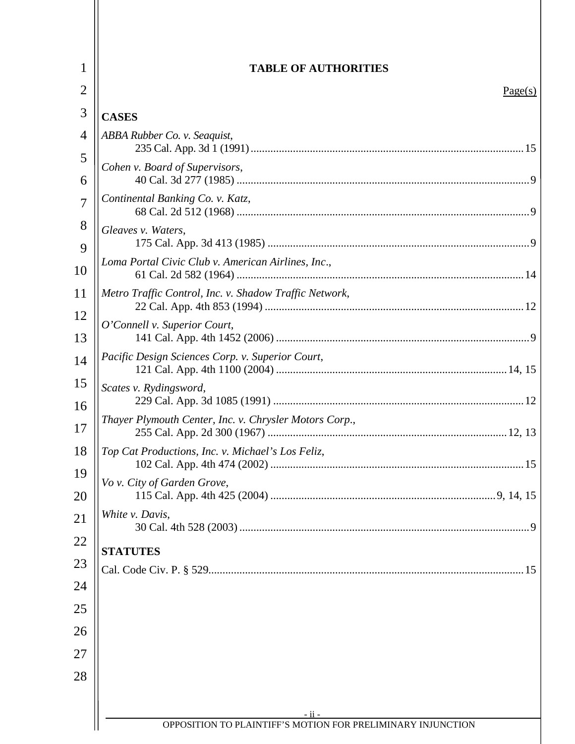# TABLE OF AUTHORITIES

Page(s)

**CASES**

*ABBA Rubber Co. v. Seaquist*,
235 Cal. App. 3d 1 (1991) ....... 15

*Cohen v. Board of Supervisors*,
40 Cal. 3d 277 (1985) ....... 9

*Continental Banking Co. v. Katz*,
68 Cal. 2d 512 (1968) ....... 9

*Gleaves v. Waters*,
175 Cal. App. 3d 413 (1985) ....... 9

*Loma Portal Civic Club v. American Airlines, Inc*.,
61 Cal. 2d 582 (1964) ....... 14

*Metro Traffic Control, Inc. v. Shadow Traffic Network*,
22 Cal. App. 4th 853 (1994) ....... 12

*O'Connell v. Superior Court*,
141 Cal. App. 4th 1452 (2006) ....... 9

*Pacific Design Sciences Corp. v. Superior Court*,
121 Cal. App. 4th 1100 (2004) ....... 14, 15

*Scates v. Rydingsword*,
229 Cal. App. 3d 1085 (1991) ....... 12

*Thayer Plymouth Center, Inc. v. Chrysler Motors Corp*.,
255 Cal. App. 2d 300 (1967) ....... 12, 13

*Top Cat Productions, Inc. v. Michael's Los Feliz*,
102 Cal. App. 4th 474 (2002) ....... 15

*Vo v. City of Garden Grove*,
115 Cal. App. 4th 425 (2004) ....... 9, 14, 15

*White v. Davis*,
30 Cal. 4th 528 (2003) ....... 9

**STATUTES**

Cal. Code Civ. P. § 529....... 15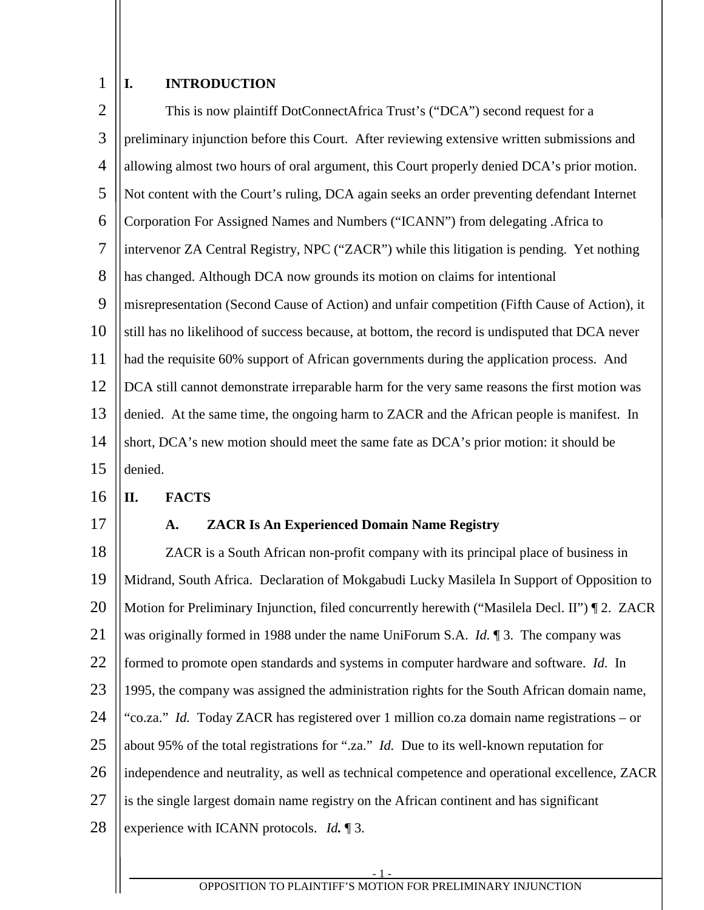## I. INTRODUCTION

This is now plaintiff DotConnectAfrica Trust's ("DCA") second request for a preliminary injunction before this Court. After reviewing extensive written submissions and allowing almost two hours of oral argument, this Court properly denied DCA's prior motion. Not content with the Court's ruling, DCA again seeks an order preventing defendant Internet Corporation For Assigned Names and Numbers ("ICANN") from delegating .Africa to intervenor ZA Central Registry, NPC ("ZACR") while this litigation is pending. Yet nothing has changed. Although DCA now grounds its motion on claims for intentional misrepresentation (Second Cause of Action) and unfair competition (Fifth Cause of Action), it still has no likelihood of success because, at bottom, the record is undisputed that DCA never had the requisite 60% support of African governments during the application process. And DCA still cannot demonstrate irreparable harm for the very same reasons the first motion was denied. At the same time, the ongoing harm to ZACR and the African people is manifest. In short, DCA's new motion should meet the same fate as DCA's prior motion: it should be denied.

## II. FACTS

### A. ZACR Is An Experienced Domain Name Registry

ZACR is a South African non-profit company with its principal place of business in Midrand, South Africa. Declaration of Mokgabudi Lucky Masilela In Support of Opposition to Motion for Preliminary Injunction, filed concurrently herewith ("Masilela Decl. II") ¶ 2. ZACR was originally formed in 1988 under the name UniForum S.A. *Id.* ¶ 3. The company was formed to promote open standards and systems in computer hardware and software. *Id.* In 1995, the company was assigned the administration rights for the South African domain name, "co.za." *Id.* Today ZACR has registered over 1 million co.za domain name registrations – or about 95% of the total registrations for ".za." *Id.* Due to its well-known reputation for independence and neutrality, as well as technical competence and operational excellence, ZACR is the single largest domain name registry on the African continent and has significant experience with ICANN protocols. ***Id.*** ¶ 3.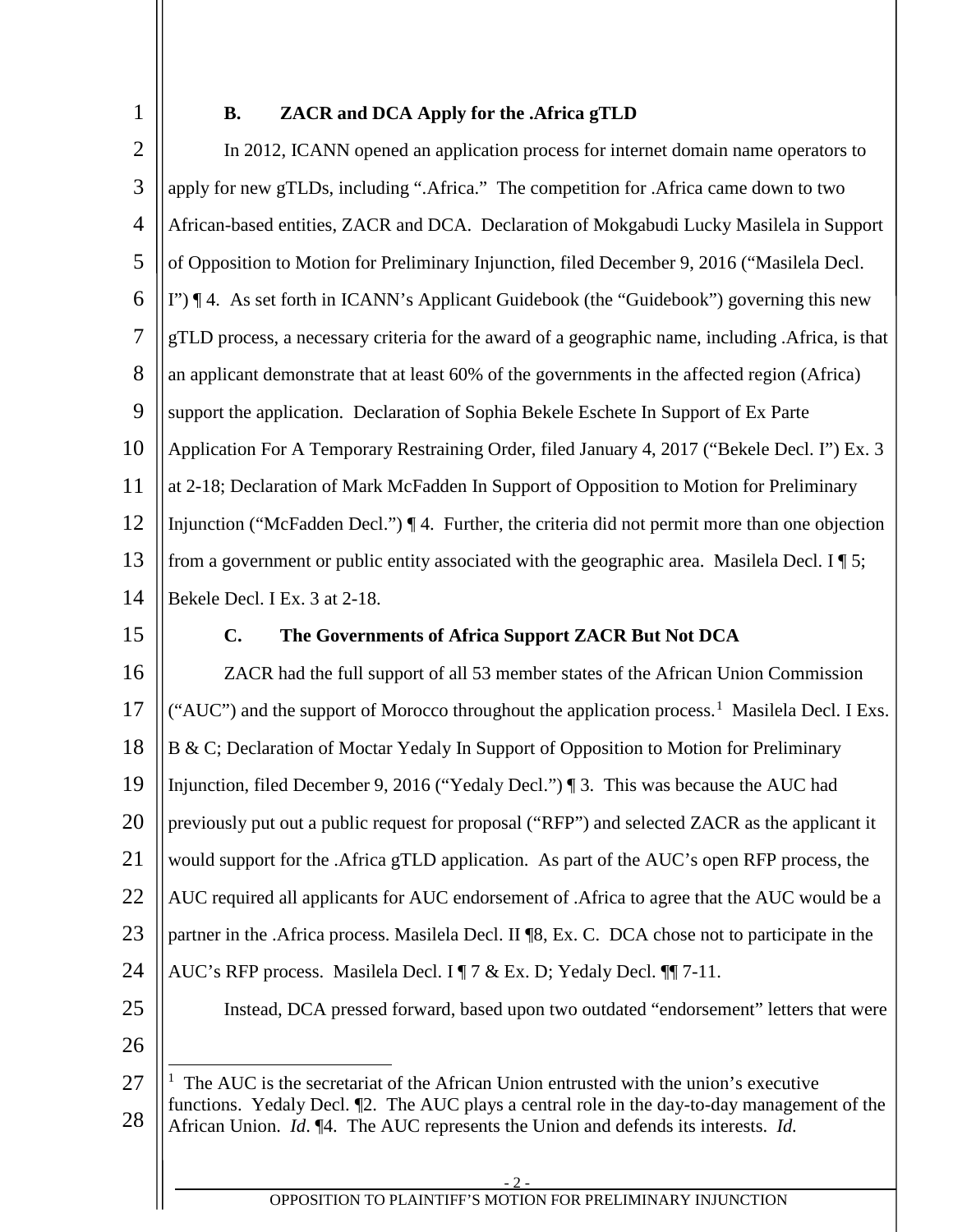### B. ZACR and DCA Apply for the .Africa gTLD

In 2012, ICANN opened an application process for internet domain name operators to apply for new gTLDs, including ".Africa." The competition for .Africa came down to two African-based entities, ZACR and DCA. Declaration of Mokgabudi Lucky Masilela in Support of Opposition to Motion for Preliminary Injunction, filed December 9, 2016 ("Masilela Decl. I") ¶ 4. As set forth in ICANN's Applicant Guidebook (the "Guidebook") governing this new gTLD process, a necessary criteria for the award of a geographic name, including .Africa, is that an applicant demonstrate that at least 60% of the governments in the affected region (Africa) support the application. Declaration of Sophia Bekele Eschete In Support of Ex Parte Application For A Temporary Restraining Order, filed January 4, 2017 ("Bekele Decl. I") Ex. 3 at 2-18; Declaration of Mark McFadden In Support of Opposition to Motion for Preliminary Injunction ("McFadden Decl.") ¶ 4. Further, the criteria did not permit more than one objection from a government or public entity associated with the geographic area. Masilela Decl. I ¶ 5; Bekele Decl. I Ex. 3 at 2-18.

### C. The Governments of Africa Support ZACR But Not DCA

ZACR had the full support of all 53 member states of the African Union Commission ("AUC") and the support of Morocco throughout the application process.[1] Masilela Decl. I Exs. B & C; Declaration of Moctar Yedaly In Support of Opposition to Motion for Preliminary Injunction, filed December 9, 2016 ("Yedaly Decl.") ¶ 3. This was because the AUC had previously put out a public request for proposal ("RFP") and selected ZACR as the applicant it would support for the .Africa gTLD application. As part of the AUC's open RFP process, the AUC required all applicants for AUC endorsement of .Africa to agree that the AUC would be a partner in the .Africa process. Masilela Decl. II ¶8, Ex. C. DCA chose not to participate in the AUC's RFP process. Masilela Decl. I ¶ 7 & Ex. D; Yedaly Decl. ¶¶ 7-11.

Instead, DCA pressed forward, based upon two outdated "endorsement" letters that were

[1] The AUC is the secretariat of the African Union entrusted with the union's executive functions. Yedaly Decl. ¶2. The AUC plays a central role in the day-to-day management of the African Union. *Id*. ¶4. The AUC represents the Union and defends its interests. *Id.*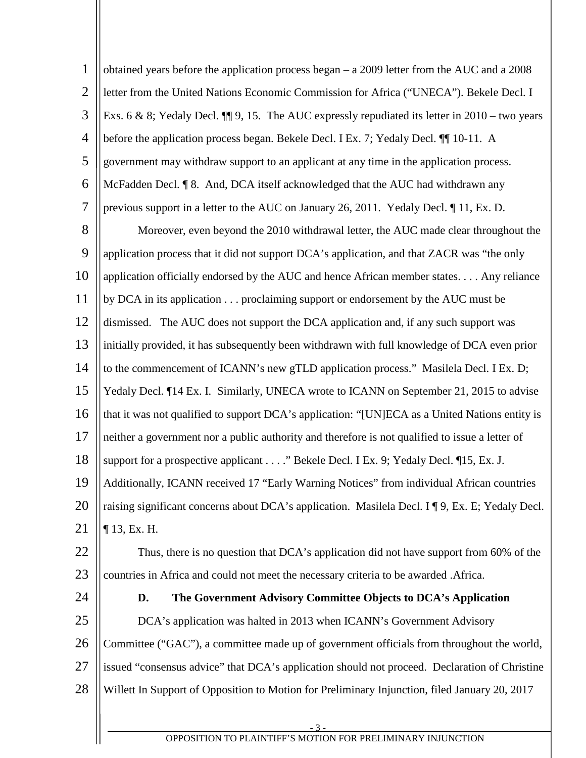obtained years before the application process began – a 2009 letter from the AUC and a 2008 letter from the United Nations Economic Commission for Africa ("UNECA"). Bekele Decl. I Exs. 6 & 8; Yedaly Decl. ¶¶ 9, 15. The AUC expressly repudiated its letter in 2010 – two years before the application process began. Bekele Decl. I Ex. 7; Yedaly Decl. ¶¶ 10-11. A government may withdraw support to an applicant at any time in the application process. McFadden Decl. ¶ 8. And, DCA itself acknowledged that the AUC had withdrawn any previous support in a letter to the AUC on January 26, 2011. Yedaly Decl. ¶ 11, Ex. D.

Moreover, even beyond the 2010 withdrawal letter, the AUC made clear throughout the application process that it did not support DCA's application, and that ZACR was "the only application officially endorsed by the AUC and hence African member states. . . . Any reliance by DCA in its application . . . proclaiming support or endorsement by the AUC must be dismissed. The AUC does not support the DCA application and, if any such support was initially provided, it has subsequently been withdrawn with full knowledge of DCA even prior to the commencement of ICANN's new gTLD application process." Masilela Decl. I Ex. D; Yedaly Decl. ¶14 Ex. I. Similarly, UNECA wrote to ICANN on September 21, 2015 to advise that it was not qualified to support DCA's application: "[UN]ECA as a United Nations entity is neither a government nor a public authority and therefore is not qualified to issue a letter of support for a prospective applicant . . . ." Bekele Decl. I Ex. 9; Yedaly Decl. ¶15, Ex. J. Additionally, ICANN received 17 "Early Warning Notices" from individual African countries raising significant concerns about DCA's application. Masilela Decl. I ¶ 9, Ex. E; Yedaly Decl. ¶ 13, Ex. H.

Thus, there is no question that DCA's application did not have support from 60% of the countries in Africa and could not meet the necessary criteria to be awarded .Africa.

### D. The Government Advisory Committee Objects to DCA's Application

DCA's application was halted in 2013 when ICANN's Government Advisory Committee ("GAC"), a committee made up of government officials from throughout the world, issued "consensus advice" that DCA's application should not proceed. Declaration of Christine Willett In Support of Opposition to Motion for Preliminary Injunction, filed January 20, 2017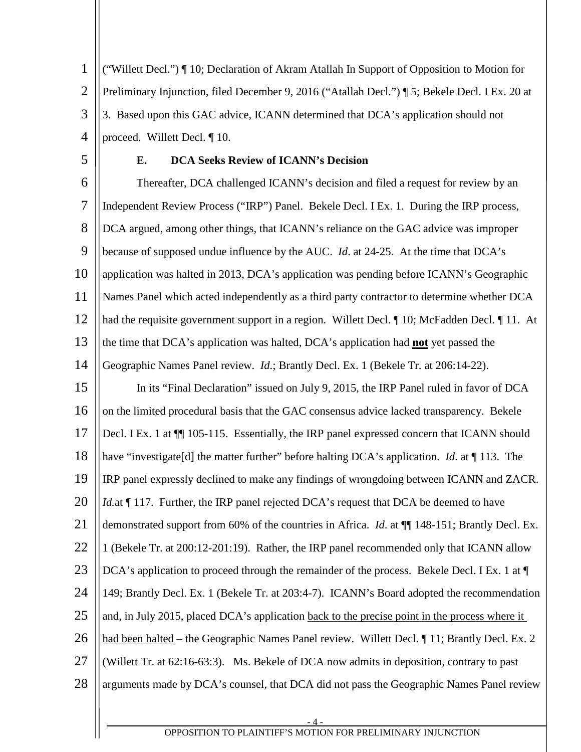("Willett Decl.") ¶ 10; Declaration of Akram Atallah In Support of Opposition to Motion for Preliminary Injunction, filed December 9, 2016 ("Atallah Decl.") ¶ 5; Bekele Decl. I Ex. 20 at 3. Based upon this GAC advice, ICANN determined that DCA's application should not proceed. Willett Decl. ¶ 10.

**E. DCA Seeks Review of ICANN's Decision**

Thereafter, DCA challenged ICANN's decision and filed a request for review by an Independent Review Process ("IRP") Panel. Bekele Decl. I Ex. 1. During the IRP process, DCA argued, among other things, that ICANN's reliance on the GAC advice was improper because of supposed undue influence by the AUC. *Id*. at 24-25. At the time that DCA's application was halted in 2013, DCA's application was pending before ICANN's Geographic Names Panel which acted independently as a third party contractor to determine whether DCA had the requisite government support in a region. Willett Decl. ¶ 10; McFadden Decl. ¶ 11. At the time that DCA's application was halted, DCA's application had **not** yet passed the Geographic Names Panel review. *Id*.; Brantly Decl. Ex. 1 (Bekele Tr. at 206:14-22).

In its "Final Declaration" issued on July 9, 2015, the IRP Panel ruled in favor of DCA on the limited procedural basis that the GAC consensus advice lacked transparency. Bekele Decl. I Ex. 1 at ¶¶ 105-115. Essentially, the IRP panel expressed concern that ICANN should have "investigate[d] the matter further" before halting DCA's application. *Id*. at ¶ 113. The IRP panel expressly declined to make any findings of wrongdoing between ICANN and ZACR. *Id.*at ¶ 117. Further, the IRP panel rejected DCA's request that DCA be deemed to have demonstrated support from 60% of the countries in Africa. *Id*. at ¶¶ 148-151; Brantly Decl. Ex. 1 (Bekele Tr. at 200:12-201:19). Rather, the IRP panel recommended only that ICANN allow DCA's application to proceed through the remainder of the process. Bekele Decl. I Ex. 1 at ¶ 149; Brantly Decl. Ex. 1 (Bekele Tr. at 203:4-7). ICANN's Board adopted the recommendation and, in July 2015, placed DCA's application <u>back to the precise point in the process where it had been halted</u> – the Geographic Names Panel review. Willett Decl. ¶ 11; Brantly Decl. Ex. 2 (Willett Tr. at 62:16-63:3). Ms. Bekele of DCA now admits in deposition, contrary to past arguments made by DCA's counsel, that DCA did not pass the Geographic Names Panel review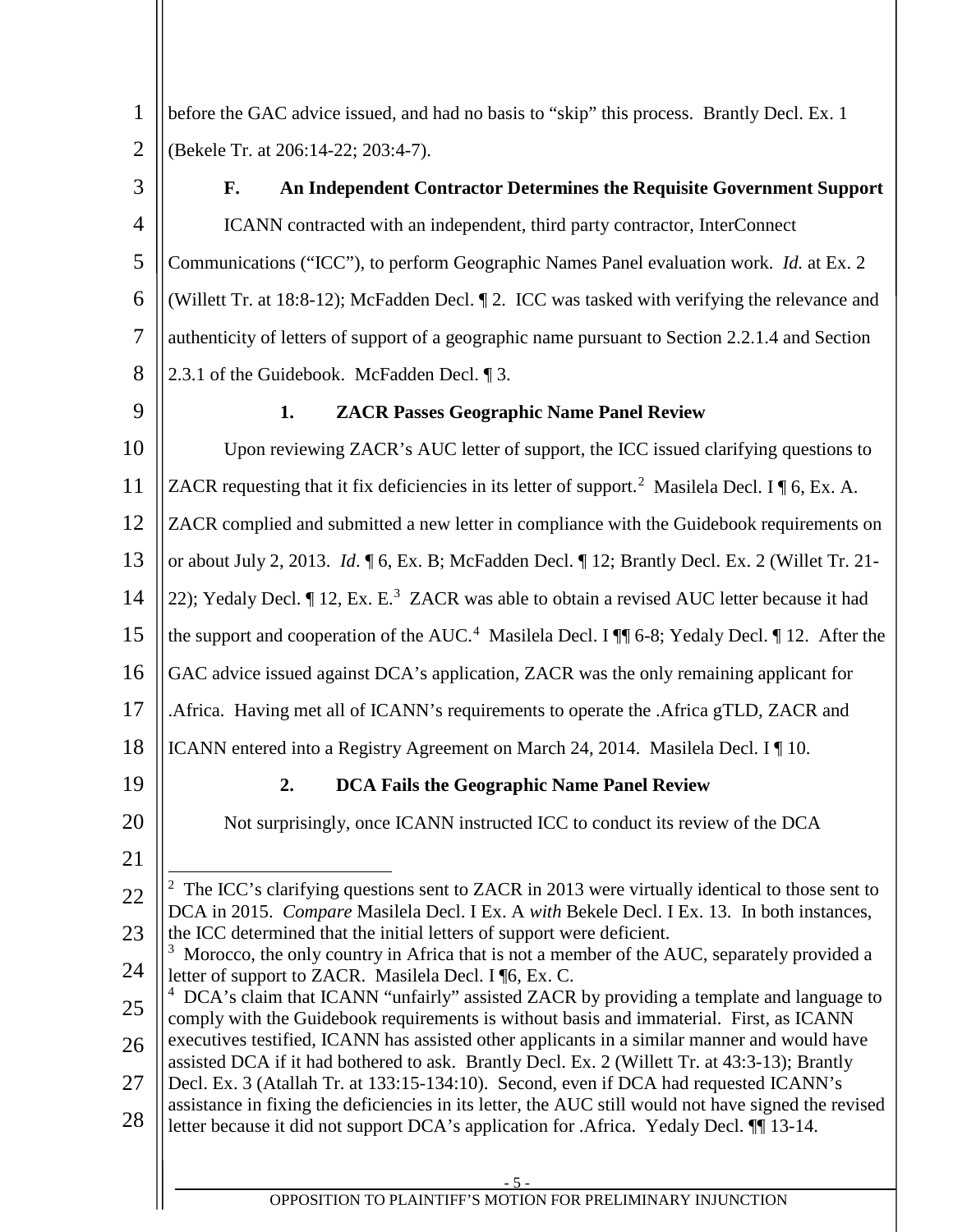before the GAC advice issued, and had no basis to "skip" this process. Brantly Decl. Ex. 1 (Bekele Tr. at 206:14-22; 203:4-7).

### F. An Independent Contractor Determines the Requisite Government Support

ICANN contracted with an independent, third party contractor, InterConnect Communications ("ICC"), to perform Geographic Names Panel evaluation work. *Id.* at Ex. 2 (Willett Tr. at 18:8-12); McFadden Decl. ¶ 2. ICC was tasked with verifying the relevance and authenticity of letters of support of a geographic name pursuant to Section 2.2.1.4 and Section 2.3.1 of the Guidebook. McFadden Decl. ¶ 3.

#### 1. ZACR Passes Geographic Name Panel Review

Upon reviewing ZACR's AUC letter of support, the ICC issued clarifying questions to ZACR requesting that it fix deficiencies in its letter of support.[2] Masilela Decl. I ¶ 6, Ex. A. ZACR complied and submitted a new letter in compliance with the Guidebook requirements on or about July 2, 2013. *Id*. ¶ 6, Ex. B; McFadden Decl. ¶ 12; Brantly Decl. Ex. 2 (Willet Tr. 21-22); Yedaly Decl. ¶ 12, Ex. E.[3] ZACR was able to obtain a revised AUC letter because it had the support and cooperation of the AUC.[4] Masilela Decl. I ¶¶ 6-8; Yedaly Decl. ¶ 12. After the GAC advice issued against DCA's application, ZACR was the only remaining applicant for .Africa. Having met all of ICANN's requirements to operate the .Africa gTLD, ZACR and ICANN entered into a Registry Agreement on March 24, 2014. Masilela Decl. I ¶ 10.

#### 2. DCA Fails the Geographic Name Panel Review

Not surprisingly, once ICANN instructed ICC to conduct its review of the DCA

---

[2] The ICC's clarifying questions sent to ZACR in 2013 were virtually identical to those sent to DCA in 2015. *Compare* Masilela Decl. I Ex. A *with* Bekele Decl. I Ex. 13. In both instances, the ICC determined that the initial letters of support were deficient.

[3] Morocco, the only country in Africa that is not a member of the AUC, separately provided a letter of support to ZACR. Masilela Decl. I ¶6, Ex. C.

[4] DCA's claim that ICANN "unfairly" assisted ZACR by providing a template and language to comply with the Guidebook requirements is without basis and immaterial. First, as ICANN executives testified, ICANN has assisted other applicants in a similar manner and would have assisted DCA if it had bothered to ask. Brantly Decl. Ex. 2 (Willett Tr. at 43:3-13); Brantly Decl. Ex. 3 (Atallah Tr. at 133:15-134:10). Second, even if DCA had requested ICANN's assistance in fixing the deficiencies in its letter, the AUC still would not have signed the revised letter because it did not support DCA's application for .Africa. Yedaly Decl. ¶¶ 13-14.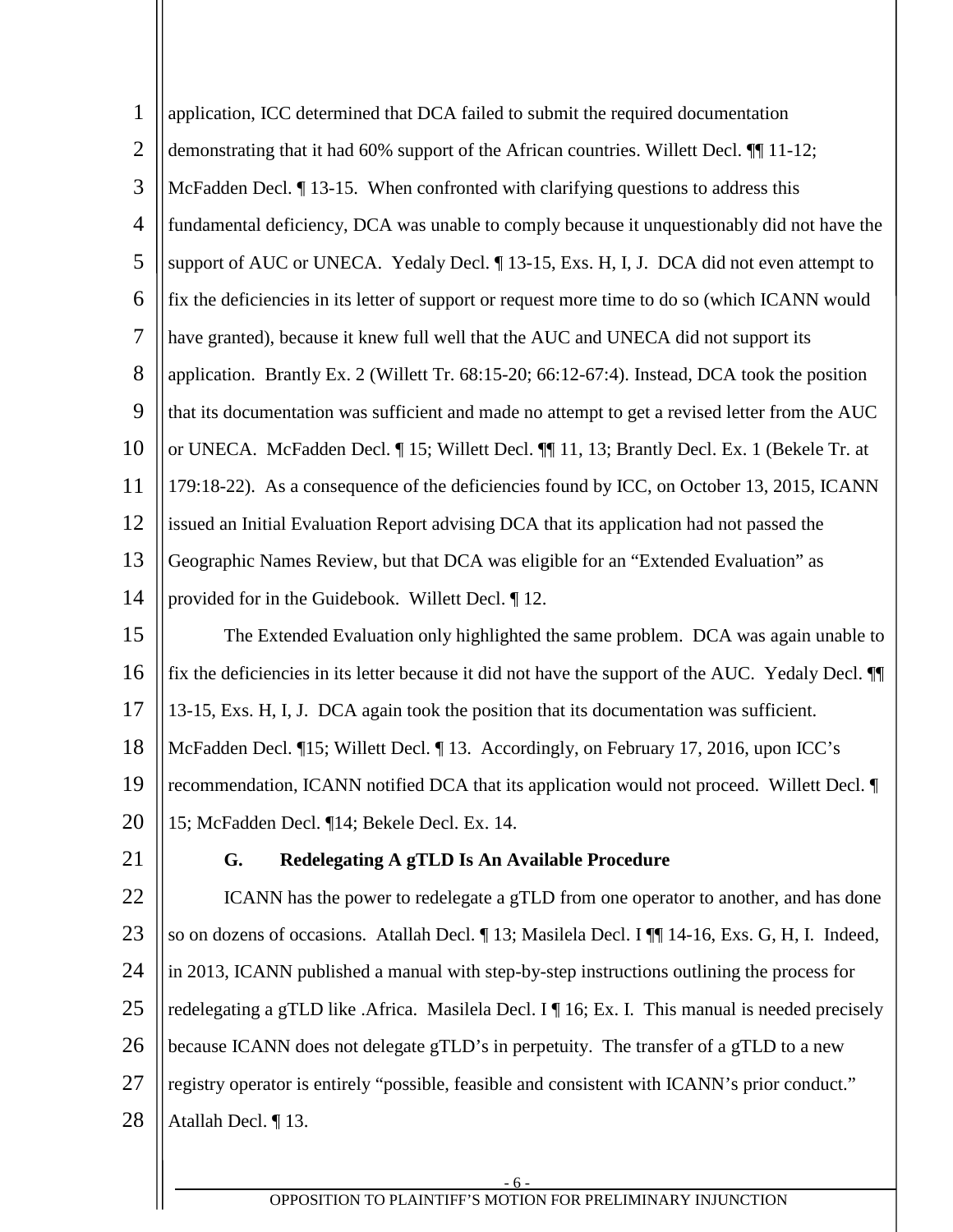application, ICC determined that DCA failed to submit the required documentation demonstrating that it had 60% support of the African countries. Willett Decl. ¶¶ 11-12; McFadden Decl. ¶ 13-15. When confronted with clarifying questions to address this fundamental deficiency, DCA was unable to comply because it unquestionably did not have the support of AUC or UNECA. Yedaly Decl. ¶ 13-15, Exs. H, I, J. DCA did not even attempt to fix the deficiencies in its letter of support or request more time to do so (which ICANN would have granted), because it knew full well that the AUC and UNECA did not support its application. Brantly Ex. 2 (Willett Tr. 68:15-20; 66:12-67:4). Instead, DCA took the position that its documentation was sufficient and made no attempt to get a revised letter from the AUC or UNECA. McFadden Decl. ¶ 15; Willett Decl. ¶¶ 11, 13; Brantly Decl. Ex. 1 (Bekele Tr. at 179:18-22). As a consequence of the deficiencies found by ICC, on October 13, 2015, ICANN issued an Initial Evaluation Report advising DCA that its application had not passed the Geographic Names Review, but that DCA was eligible for an "Extended Evaluation" as provided for in the Guidebook. Willett Decl. ¶ 12.

The Extended Evaluation only highlighted the same problem. DCA was again unable to fix the deficiencies in its letter because it did not have the support of the AUC. Yedaly Decl. ¶¶ 13-15, Exs. H, I, J. DCA again took the position that its documentation was sufficient. McFadden Decl. ¶15; Willett Decl. ¶ 13. Accordingly, on February 17, 2016, upon ICC's recommendation, ICANN notified DCA that its application would not proceed. Willett Decl. ¶ 15; McFadden Decl. ¶14; Bekele Decl. Ex. 14.

### G. Redelegating A gTLD Is An Available Procedure

ICANN has the power to redelegate a gTLD from one operator to another, and has done so on dozens of occasions. Atallah Decl. ¶ 13; Masilela Decl. I ¶¶ 14-16, Exs. G, H, I. Indeed, in 2013, ICANN published a manual with step-by-step instructions outlining the process for redelegating a gTLD like .Africa. Masilela Decl. I ¶ 16; Ex. I. This manual is needed precisely because ICANN does not delegate gTLD's in perpetuity. The transfer of a gTLD to a new registry operator is entirely "possible, feasible and consistent with ICANN's prior conduct." Atallah Decl. ¶ 13.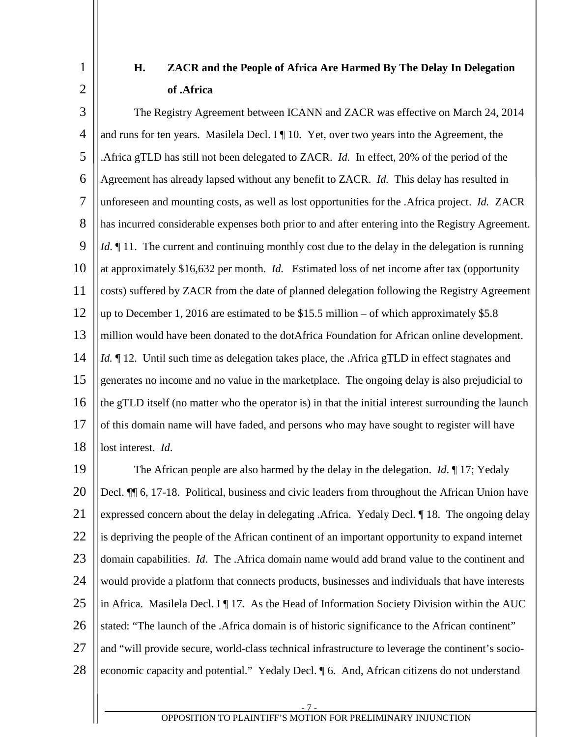### H. ZACR and the People of Africa Are Harmed By The Delay In Delegation of .Africa

The Registry Agreement between ICANN and ZACR was effective on March 24, 2014 and runs for ten years. Masilela Decl. I ¶ 10. Yet, over two years into the Agreement, the .Africa gTLD has still not been delegated to ZACR. *Id.* In effect, 20% of the period of the Agreement has already lapsed without any benefit to ZACR. *Id.* This delay has resulted in unforeseen and mounting costs, as well as lost opportunities for the .Africa project. *Id.* ZACR has incurred considerable expenses both prior to and after entering into the Registry Agreement. *Id*. ¶ 11. The current and continuing monthly cost due to the delay in the delegation is running at approximately $16,632 per month. *Id.* Estimated loss of net income after tax (opportunity costs) suffered by ZACR from the date of planned delegation following the Registry Agreement up to December 1, 2016 are estimated to be $15.5 million – of which approximately $5.8 million would have been donated to the dotAfrica Foundation for African online development. *Id.* ¶ 12. Until such time as delegation takes place, the .Africa gTLD in effect stagnates and generates no income and no value in the marketplace. The ongoing delay is also prejudicial to the gTLD itself (no matter who the operator is) in that the initial interest surrounding the launch of this domain name will have faded, and persons who may have sought to register will have lost interest. *Id*.

The African people are also harmed by the delay in the delegation. *Id*. ¶ 17; Yedaly Decl. ¶¶ 6, 17-18. Political, business and civic leaders from throughout the African Union have expressed concern about the delay in delegating .Africa. Yedaly Decl. ¶ 18. The ongoing delay is depriving the people of the African continent of an important opportunity to expand internet domain capabilities. *Id.* The .Africa domain name would add brand value to the continent and would provide a platform that connects products, businesses and individuals that have interests in Africa. Masilela Decl. I ¶ 17. As the Head of Information Society Division within the AUC stated: "The launch of the .Africa domain is of historic significance to the African continent" and "will provide secure, world-class technical infrastructure to leverage the continent's socio-economic capacity and potential." Yedaly Decl. ¶ 6. And, African citizens do not understand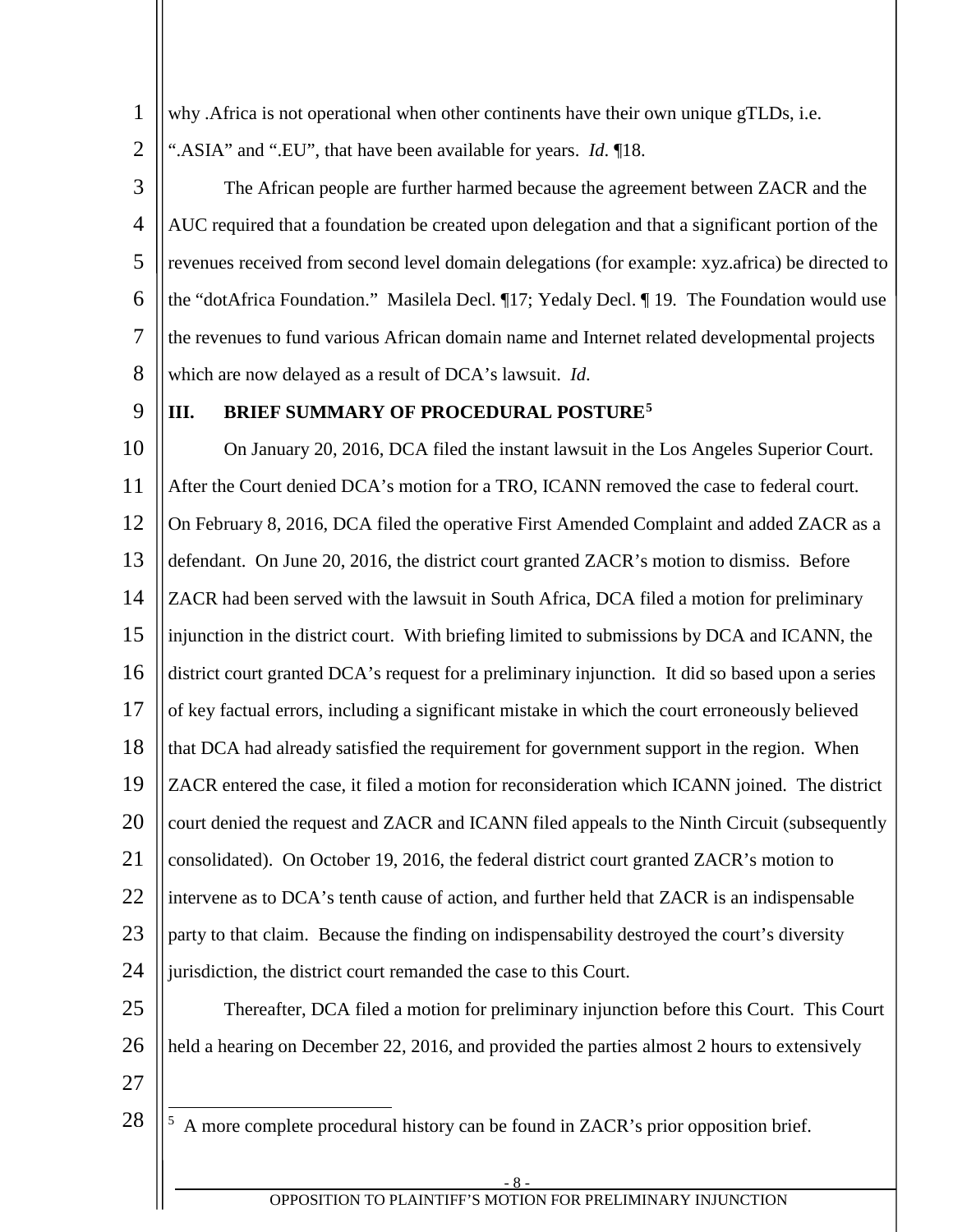why .Africa is not operational when other continents have their own unique gTLDs, i.e. ".ASIA" and ".EU", that have been available for years. *Id.* ¶18.

The African people are further harmed because the agreement between ZACR and the AUC required that a foundation be created upon delegation and that a significant portion of the revenues received from second level domain delegations (for example: xyz.africa) be directed to the "dotAfrica Foundation." Masilela Decl. ¶17; Yedaly Decl. ¶ 19. The Foundation would use the revenues to fund various African domain name and Internet related developmental projects which are now delayed as a result of DCA's lawsuit. *Id.*

## III. BRIEF SUMMARY OF PROCEDURAL POSTURE[5]

On January 20, 2016, DCA filed the instant lawsuit in the Los Angeles Superior Court. After the Court denied DCA's motion for a TRO, ICANN removed the case to federal court. On February 8, 2016, DCA filed the operative First Amended Complaint and added ZACR as a defendant. On June 20, 2016, the district court granted ZACR's motion to dismiss. Before ZACR had been served with the lawsuit in South Africa, DCA filed a motion for preliminary injunction in the district court. With briefing limited to submissions by DCA and ICANN, the district court granted DCA's request for a preliminary injunction. It did so based upon a series of key factual errors, including a significant mistake in which the court erroneously believed that DCA had already satisfied the requirement for government support in the region. When ZACR entered the case, it filed a motion for reconsideration which ICANN joined. The district court denied the request and ZACR and ICANN filed appeals to the Ninth Circuit (subsequently consolidated). On October 19, 2016, the federal district court granted ZACR's motion to intervene as to DCA's tenth cause of action, and further held that ZACR is an indispensable party to that claim. Because the finding on indispensability destroyed the court's diversity jurisdiction, the district court remanded the case to this Court.

Thereafter, DCA filed a motion for preliminary injunction before this Court. This Court held a hearing on December 22, 2016, and provided the parties almost 2 hours to extensively

---

[5] A more complete procedural history can be found in ZACR's prior opposition brief.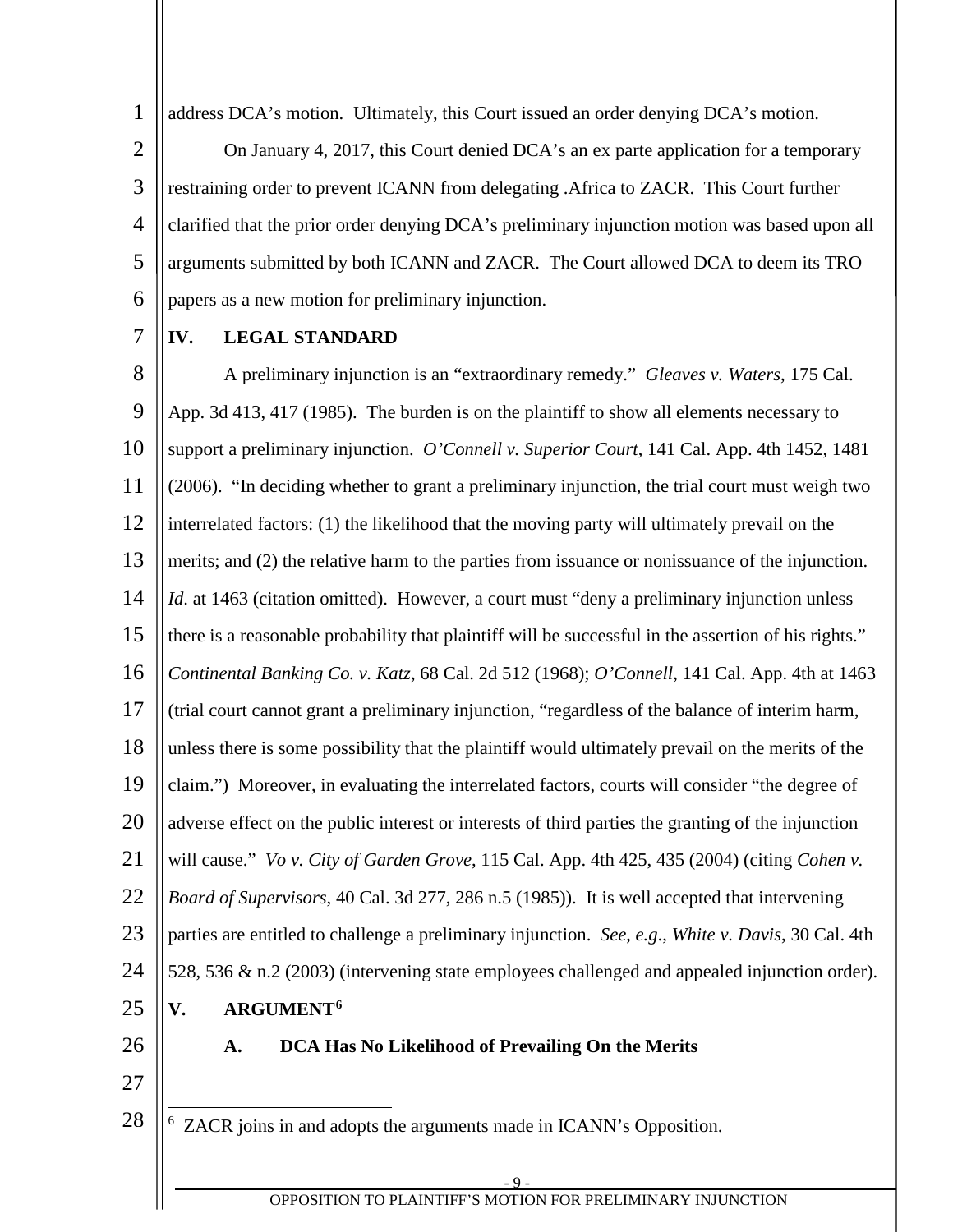address DCA's motion. Ultimately, this Court issued an order denying DCA's motion.

On January 4, 2017, this Court denied DCA's an ex parte application for a temporary restraining order to prevent ICANN from delegating .Africa to ZACR. This Court further clarified that the prior order denying DCA's preliminary injunction motion was based upon all arguments submitted by both ICANN and ZACR. The Court allowed DCA to deem its TRO papers as a new motion for preliminary injunction.

## IV. LEGAL STANDARD

A preliminary injunction is an "extraordinary remedy." *Gleaves v. Waters*, 175 Cal. App. 3d 413, 417 (1985). The burden is on the plaintiff to show all elements necessary to support a preliminary injunction. *O'Connell v. Superior Court*, 141 Cal. App. 4th 1452, 1481 (2006). "In deciding whether to grant a preliminary injunction, the trial court must weigh two interrelated factors: (1) the likelihood that the moving party will ultimately prevail on the merits; and (2) the relative harm to the parties from issuance or nonissuance of the injunction. *Id*. at 1463 (citation omitted). However, a court must "deny a preliminary injunction unless there is a reasonable probability that plaintiff will be successful in the assertion of his rights." *Continental Banking Co. v. Katz*, 68 Cal. 2d 512 (1968); *O'Connell*, 141 Cal. App. 4th at 1463 (trial court cannot grant a preliminary injunction, "regardless of the balance of interim harm, unless there is some possibility that the plaintiff would ultimately prevail on the merits of the claim.") Moreover, in evaluating the interrelated factors, courts will consider "the degree of adverse effect on the public interest or interests of third parties the granting of the injunction will cause." *Vo v. City of Garden Grove*, 115 Cal. App. 4th 425, 435 (2004) (citing *Cohen v. Board of Supervisors*, 40 Cal. 3d 277, 286 n.5 (1985)). It is well accepted that intervening parties are entitled to challenge a preliminary injunction. *See, e.g*., *White v. Davis*, 30 Cal. 4th 528, 536 & n.2 (2003) (intervening state employees challenged and appealed injunction order).

## V. ARGUMENT[6]

### A. DCA Has No Likelihood of Prevailing On the Merits

[6] ZACR joins in and adopts the arguments made in ICANN's Opposition.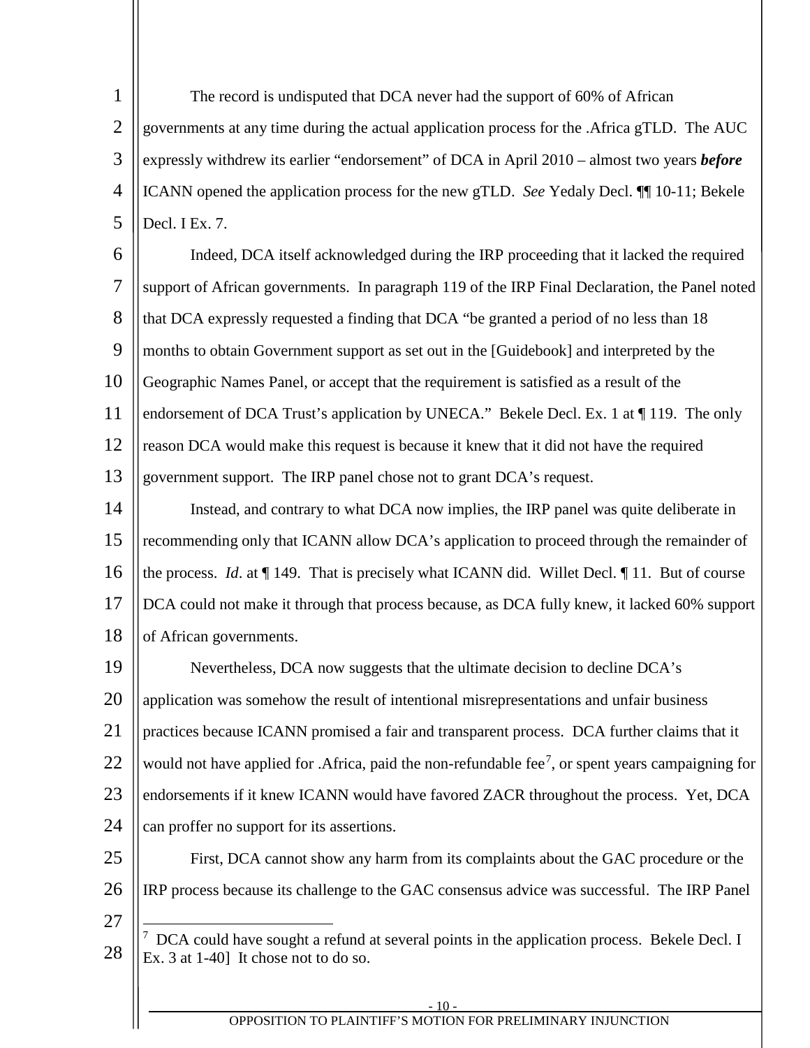The record is undisputed that DCA never had the support of 60% of African governments at any time during the actual application process for the .Africa gTLD. The AUC expressly withdrew its earlier "endorsement" of DCA in April 2010 – almost two years ***before*** ICANN opened the application process for the new gTLD. *See* Yedaly Decl. ¶¶ 10-11; Bekele Decl. I Ex. 7.

Indeed, DCA itself acknowledged during the IRP proceeding that it lacked the required support of African governments. In paragraph 119 of the IRP Final Declaration, the Panel noted that DCA expressly requested a finding that DCA "be granted a period of no less than 18 months to obtain Government support as set out in the [Guidebook] and interpreted by the Geographic Names Panel, or accept that the requirement is satisfied as a result of the endorsement of DCA Trust's application by UNECA." Bekele Decl. Ex. 1 at ¶ 119. The only reason DCA would make this request is because it knew that it did not have the required government support. The IRP panel chose not to grant DCA's request.

Instead, and contrary to what DCA now implies, the IRP panel was quite deliberate in recommending only that ICANN allow DCA's application to proceed through the remainder of the process. *Id*. at ¶ 149. That is precisely what ICANN did. Willet Decl. ¶ 11. But of course DCA could not make it through that process because, as DCA fully knew, it lacked 60% support of African governments.

Nevertheless, DCA now suggests that the ultimate decision to decline DCA's application was somehow the result of intentional misrepresentations and unfair business practices because ICANN promised a fair and transparent process. DCA further claims that it would not have applied for .Africa, paid the non-refundable fee[7], or spent years campaigning for endorsements if it knew ICANN would have favored ZACR throughout the process. Yet, DCA can proffer no support for its assertions.

First, DCA cannot show any harm from its complaints about the GAC procedure or the IRP process because its challenge to the GAC consensus advice was successful. The IRP Panel

---

[7] DCA could have sought a refund at several points in the application process. Bekele Decl. I Ex. 3 at 1-40] It chose not to do so.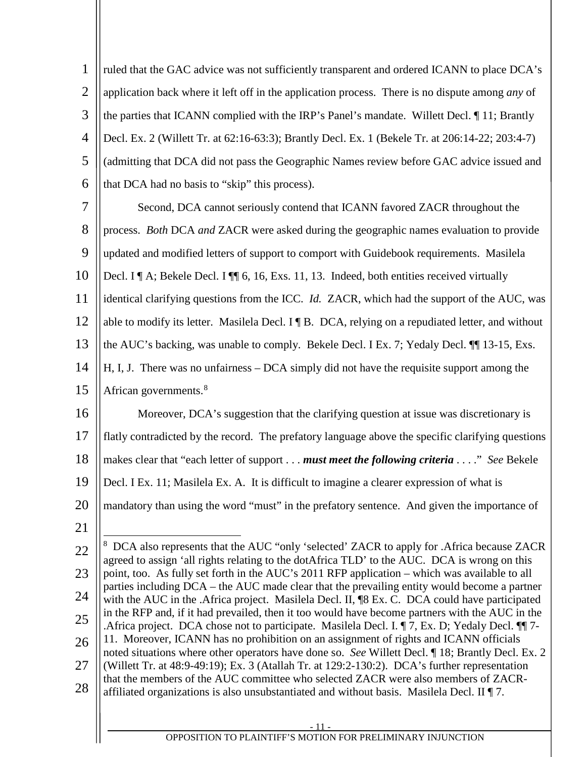ruled that the GAC advice was not sufficiently transparent and ordered ICANN to place DCA's application back where it left off in the application process. There is no dispute among *any* of the parties that ICANN complied with the IRP's Panel's mandate. Willett Decl. ¶ 11; Brantly Decl. Ex. 2 (Willett Tr. at 62:16-63:3); Brantly Decl. Ex. 1 (Bekele Tr. at 206:14-22; 203:4-7) (admitting that DCA did not pass the Geographic Names review before GAC advice issued and that DCA had no basis to "skip" this process).

Second, DCA cannot seriously contend that ICANN favored ZACR throughout the process. *Both* DCA *and* ZACR were asked during the geographic names evaluation to provide updated and modified letters of support to comport with Guidebook requirements. Masilela Decl. I ¶ A; Bekele Decl. I ¶¶ 6, 16, Exs. 11, 13. Indeed, both entities received virtually identical clarifying questions from the ICC. *Id.* ZACR, which had the support of the AUC, was able to modify its letter. Masilela Decl. I ¶ B. DCA, relying on a repudiated letter, and without the AUC's backing, was unable to comply. Bekele Decl. I Ex. 7; Yedaly Decl. ¶¶ 13-15, Exs. H, I, J. There was no unfairness – DCA simply did not have the requisite support among the African governments.[8]

Moreover, DCA's suggestion that the clarifying question at issue was discretionary is flatly contradicted by the record. The prefatory language above the specific clarifying questions makes clear that "each letter of support . . . ***must meet the following criteria*** . . . ." *See* Bekele Decl. I Ex. 11; Masilela Ex. A. It is difficult to imagine a clearer expression of what is mandatory than using the word "must" in the prefatory sentence. And given the importance of

[8] DCA also represents that the AUC "only 'selected' ZACR to apply for .Africa because ZACR agreed to assign 'all rights relating to the dotAfrica TLD' to the AUC. DCA is wrong on this point, too. As fully set forth in the AUC's 2011 RFP application – which was available to all parties including DCA – the AUC made clear that the prevailing entity would become a partner with the AUC in the .Africa project. Masilela Decl. II, ¶8 Ex. C. DCA could have participated in the RFP and, if it had prevailed, then it too would have become partners with the AUC in the .Africa project. DCA chose not to participate. Masilela Decl. I. ¶ 7, Ex. D; Yedaly Decl. ¶¶ 7-11. Moreover, ICANN has no prohibition on an assignment of rights and ICANN officials noted situations where other operators have done so. *See* Willett Decl. ¶ 18; Brantly Decl. Ex. 2 (Willett Tr. at 48:9-49:19); Ex. 3 (Atallah Tr. at 129:2-130:2). DCA's further representation that the members of the AUC committee who selected ZACR were also members of ZACR-affiliated organizations is also unsubstantiated and without basis. Masilela Decl. II ¶ 7.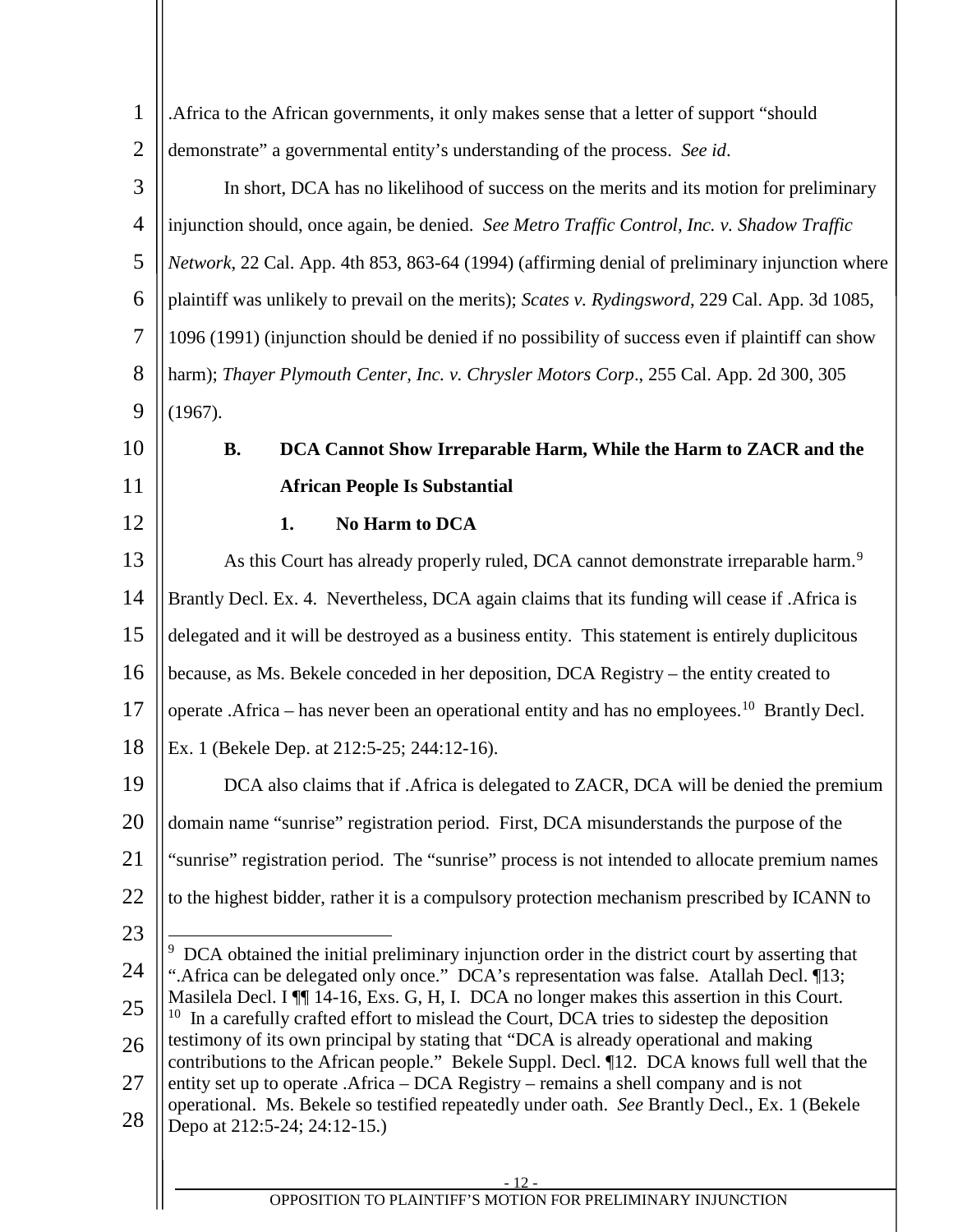.Africa to the African governments, it only makes sense that a letter of support "should demonstrate" a governmental entity's understanding of the process. *See id*.

In short, DCA has no likelihood of success on the merits and its motion for preliminary injunction should, once again, be denied. *See Metro Traffic Control, Inc. v. Shadow Traffic Network*, 22 Cal. App. 4th 853, 863-64 (1994) (affirming denial of preliminary injunction where plaintiff was unlikely to prevail on the merits); *Scates v. Rydingsword*, 229 Cal. App. 3d 1085, 1096 (1991) (injunction should be denied if no possibility of success even if plaintiff can show harm); *Thayer Plymouth Center, Inc. v. Chrysler Motors Corp*., 255 Cal. App. 2d 300, 305 (1967).

**B. DCA Cannot Show Irreparable Harm, While the Harm to ZACR and the African People Is Substantial**

**1. No Harm to DCA**

As this Court has already properly ruled, DCA cannot demonstrate irreparable harm.[9] Brantly Decl. Ex. 4. Nevertheless, DCA again claims that its funding will cease if .Africa is delegated and it will be destroyed as a business entity. This statement is entirely duplicitous because, as Ms. Bekele conceded in her deposition, DCA Registry – the entity created to operate .Africa – has never been an operational entity and has no employees.[10] Brantly Decl. Ex. 1 (Bekele Dep. at 212:5-25; 244:12-16).

DCA also claims that if .Africa is delegated to ZACR, DCA will be denied the premium domain name "sunrise" registration period. First, DCA misunderstands the purpose of the "sunrise" registration period. The "sunrise" process is not intended to allocate premium names to the highest bidder, rather it is a compulsory protection mechanism prescribed by ICANN to

---

[9] DCA obtained the initial preliminary injunction order in the district court by asserting that ".Africa can be delegated only once." DCA's representation was false. Atallah Decl. ¶13; Masilela Decl. I ¶¶ 14-16, Exs. G, H, I. DCA no longer makes this assertion in this Court.

[10] In a carefully crafted effort to mislead the Court, DCA tries to sidestep the deposition testimony of its own principal by stating that "DCA is already operational and making contributions to the African people." Bekele Suppl. Decl. ¶12. DCA knows full well that the entity set up to operate .Africa – DCA Registry – remains a shell company and is not operational. Ms. Bekele so testified repeatedly under oath. *See* Brantly Decl., Ex. 1 (Bekele Depo at 212:5-24; 24:12-15.)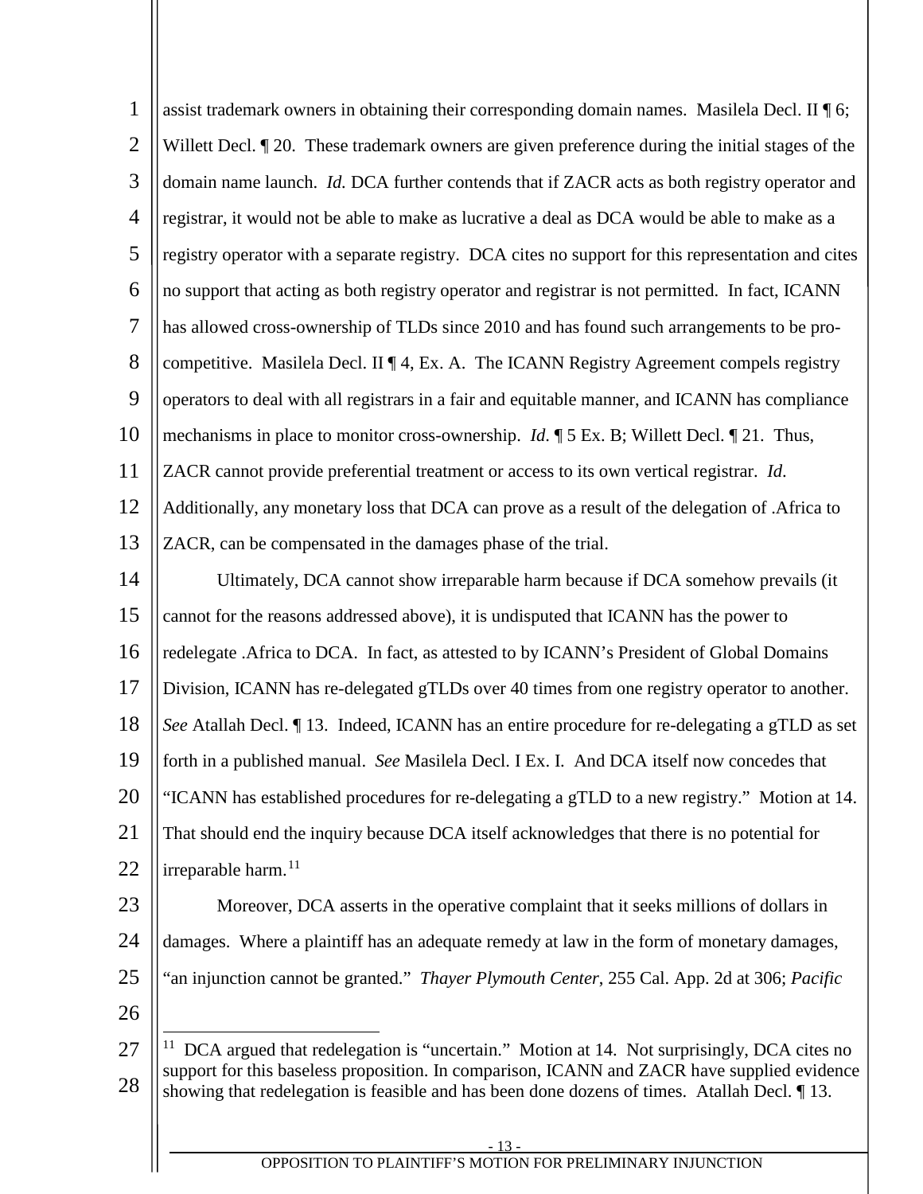assist trademark owners in obtaining their corresponding domain names. Masilela Decl. II ¶ 6; Willett Decl. ¶ 20. These trademark owners are given preference during the initial stages of the domain name launch. *Id.* DCA further contends that if ZACR acts as both registry operator and registrar, it would not be able to make as lucrative a deal as DCA would be able to make as a registry operator with a separate registry. DCA cites no support for this representation and cites no support that acting as both registry operator and registrar is not permitted. In fact, ICANN has allowed cross-ownership of TLDs since 2010 and has found such arrangements to be pro-competitive. Masilela Decl. II ¶ 4, Ex. A. The ICANN Registry Agreement compels registry operators to deal with all registrars in a fair and equitable manner, and ICANN has compliance mechanisms in place to monitor cross-ownership. *Id*. ¶ 5 Ex. B; Willett Decl. ¶ 21. Thus, ZACR cannot provide preferential treatment or access to its own vertical registrar. *Id*. Additionally, any monetary loss that DCA can prove as a result of the delegation of .Africa to ZACR, can be compensated in the damages phase of the trial.

Ultimately, DCA cannot show irreparable harm because if DCA somehow prevails (it cannot for the reasons addressed above), it is undisputed that ICANN has the power to redelegate .Africa to DCA. In fact, as attested to by ICANN's President of Global Domains Division, ICANN has re-delegated gTLDs over 40 times from one registry operator to another. *See* Atallah Decl. ¶ 13. Indeed, ICANN has an entire procedure for re-delegating a gTLD as set forth in a published manual. *See* Masilela Decl. I Ex. I. And DCA itself now concedes that "ICANN has established procedures for re-delegating a gTLD to a new registry." Motion at 14. That should end the inquiry because DCA itself acknowledges that there is no potential for irreparable harm.[11]

Moreover, DCA asserts in the operative complaint that it seeks millions of dollars in damages. Where a plaintiff has an adequate remedy at law in the form of monetary damages, "an injunction cannot be granted." *Thayer Plymouth Center*, 255 Cal. App. 2d at 306; *Pacific*

[11] DCA argued that redelegation is "uncertain." Motion at 14. Not surprisingly, DCA cites no support for this baseless proposition. In comparison, ICANN and ZACR have supplied evidence showing that redelegation is feasible and has been done dozens of times. Atallah Decl. ¶ 13.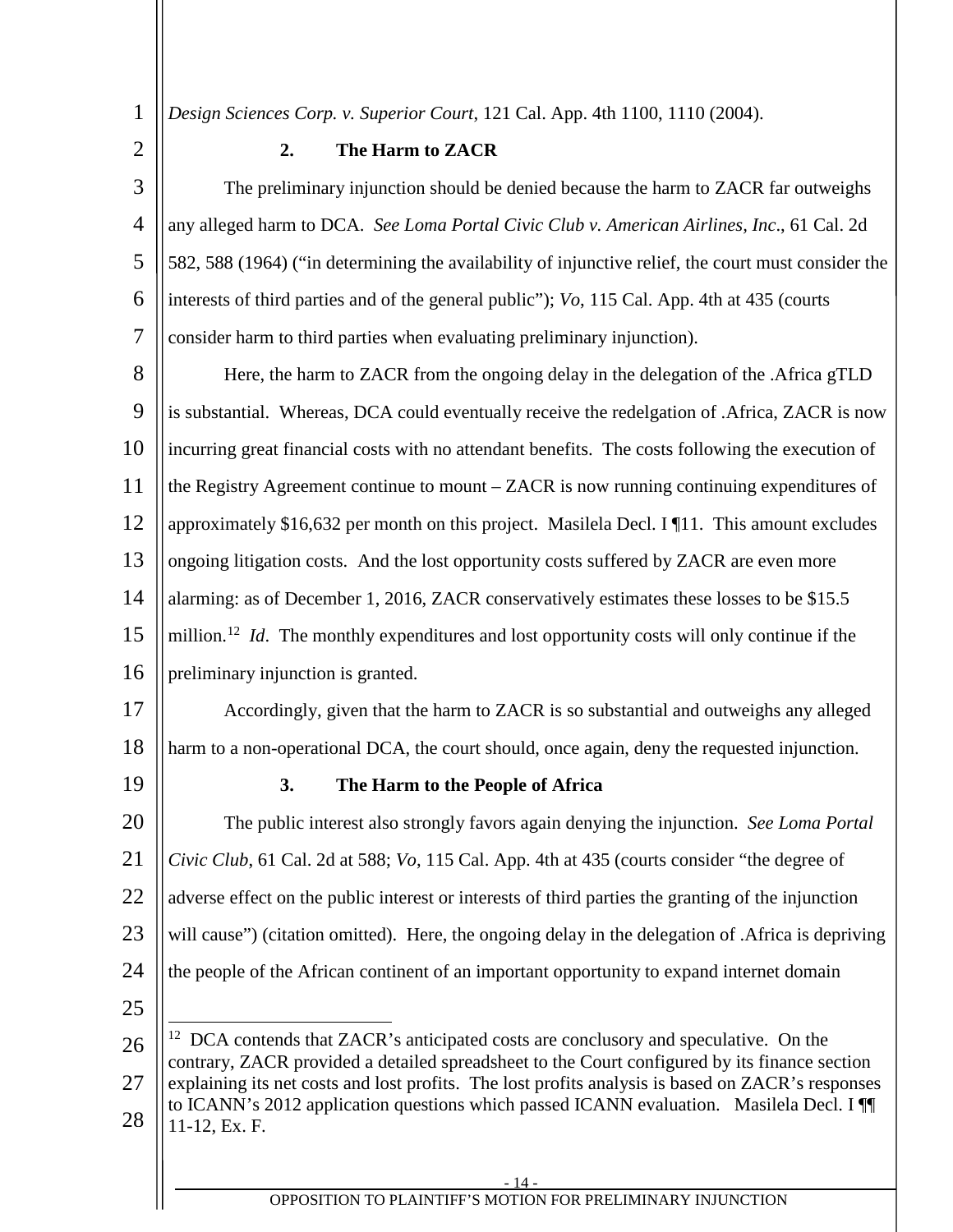*Design Sciences Corp. v. Superior Court*, 121 Cal. App. 4th 1100, 1110 (2004).

**2. The Harm to ZACR**

The preliminary injunction should be denied because the harm to ZACR far outweighs any alleged harm to DCA. *See Loma Portal Civic Club v. American Airlines, Inc*., 61 Cal. 2d 582, 588 (1964) ("in determining the availability of injunctive relief, the court must consider the interests of third parties and of the general public"); *Vo*, 115 Cal. App. 4th at 435 (courts consider harm to third parties when evaluating preliminary injunction).

Here, the harm to ZACR from the ongoing delay in the delegation of the .Africa gTLD is substantial. Whereas, DCA could eventually receive the redelgation of .Africa, ZACR is now incurring great financial costs with no attendant benefits. The costs following the execution of the Registry Agreement continue to mount – ZACR is now running continuing expenditures of approximately $16,632 per month on this project. Masilela Decl. I ¶11. This amount excludes ongoing litigation costs. And the lost opportunity costs suffered by ZACR are even more alarming: as of December 1, 2016, ZACR conservatively estimates these losses to be $15.5 million.[12] *Id*. The monthly expenditures and lost opportunity costs will only continue if the preliminary injunction is granted.

Accordingly, given that the harm to ZACR is so substantial and outweighs any alleged harm to a non-operational DCA, the court should, once again, deny the requested injunction.

**3. The Harm to the People of Africa**

The public interest also strongly favors again denying the injunction. *See Loma Portal Civic Club*, 61 Cal. 2d at 588; *Vo*, 115 Cal. App. 4th at 435 (courts consider "the degree of adverse effect on the public interest or interests of third parties the granting of the injunction will cause") (citation omitted). Here, the ongoing delay in the delegation of .Africa is depriving the people of the African continent of an important opportunity to expand internet domain

---

[12] DCA contends that ZACR's anticipated costs are conclusory and speculative. On the contrary, ZACR provided a detailed spreadsheet to the Court configured by its finance section explaining its net costs and lost profits. The lost profits analysis is based on ZACR's responses to ICANN's 2012 application questions which passed ICANN evaluation. Masilela Decl. I ¶¶ 11-12, Ex. F.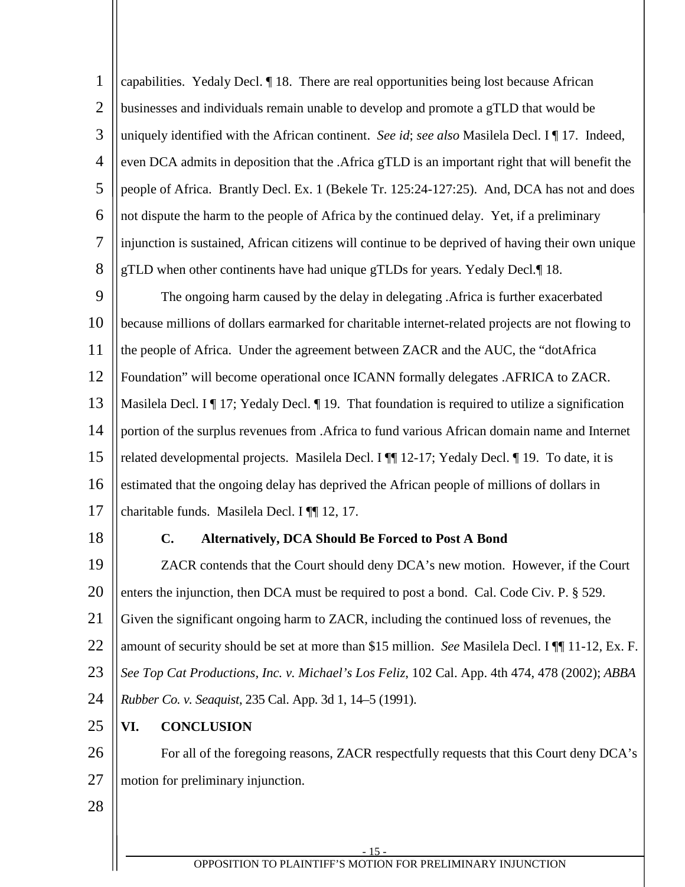capabilities. Yedaly Decl. ¶ 18. There are real opportunities being lost because African businesses and individuals remain unable to develop and promote a gTLD that would be uniquely identified with the African continent. *See id*; *see also* Masilela Decl. I ¶ 17. Indeed, even DCA admits in deposition that the .Africa gTLD is an important right that will benefit the people of Africa. Brantly Decl. Ex. 1 (Bekele Tr. 125:24-127:25). And, DCA has not and does not dispute the harm to the people of Africa by the continued delay. Yet, if a preliminary injunction is sustained, African citizens will continue to be deprived of having their own unique gTLD when other continents have had unique gTLDs for years. Yedaly Decl.¶ 18.

The ongoing harm caused by the delay in delegating .Africa is further exacerbated because millions of dollars earmarked for charitable internet-related projects are not flowing to the people of Africa. Under the agreement between ZACR and the AUC, the "dotAfrica Foundation" will become operational once ICANN formally delegates .AFRICA to ZACR. Masilela Decl. I ¶ 17; Yedaly Decl. ¶ 19. That foundation is required to utilize a signification portion of the surplus revenues from .Africa to fund various African domain name and Internet related developmental projects. Masilela Decl. I ¶¶ 12-17; Yedaly Decl. ¶ 19. To date, it is estimated that the ongoing delay has deprived the African people of millions of dollars in charitable funds. Masilela Decl. I ¶¶ 12, 17.

### C. Alternatively, DCA Should Be Forced to Post A Bond

ZACR contends that the Court should deny DCA's new motion. However, if the Court enters the injunction, then DCA must be required to post a bond. Cal. Code Civ. P. § 529. Given the significant ongoing harm to ZACR, including the continued loss of revenues, the amount of security should be set at more than $15 million. *See* Masilela Decl. I ¶¶ 11-12, Ex. F. *See Top Cat Productions, Inc. v. Michael's Los Feliz*, 102 Cal. App. 4th 474, 478 (2002); *ABBA Rubber Co. v. Seaquist*, 235 Cal. App. 3d 1, 14–5 (1991).

## VI. CONCLUSION

For all of the foregoing reasons, ZACR respectfully requests that this Court deny DCA's motion for preliminary injunction.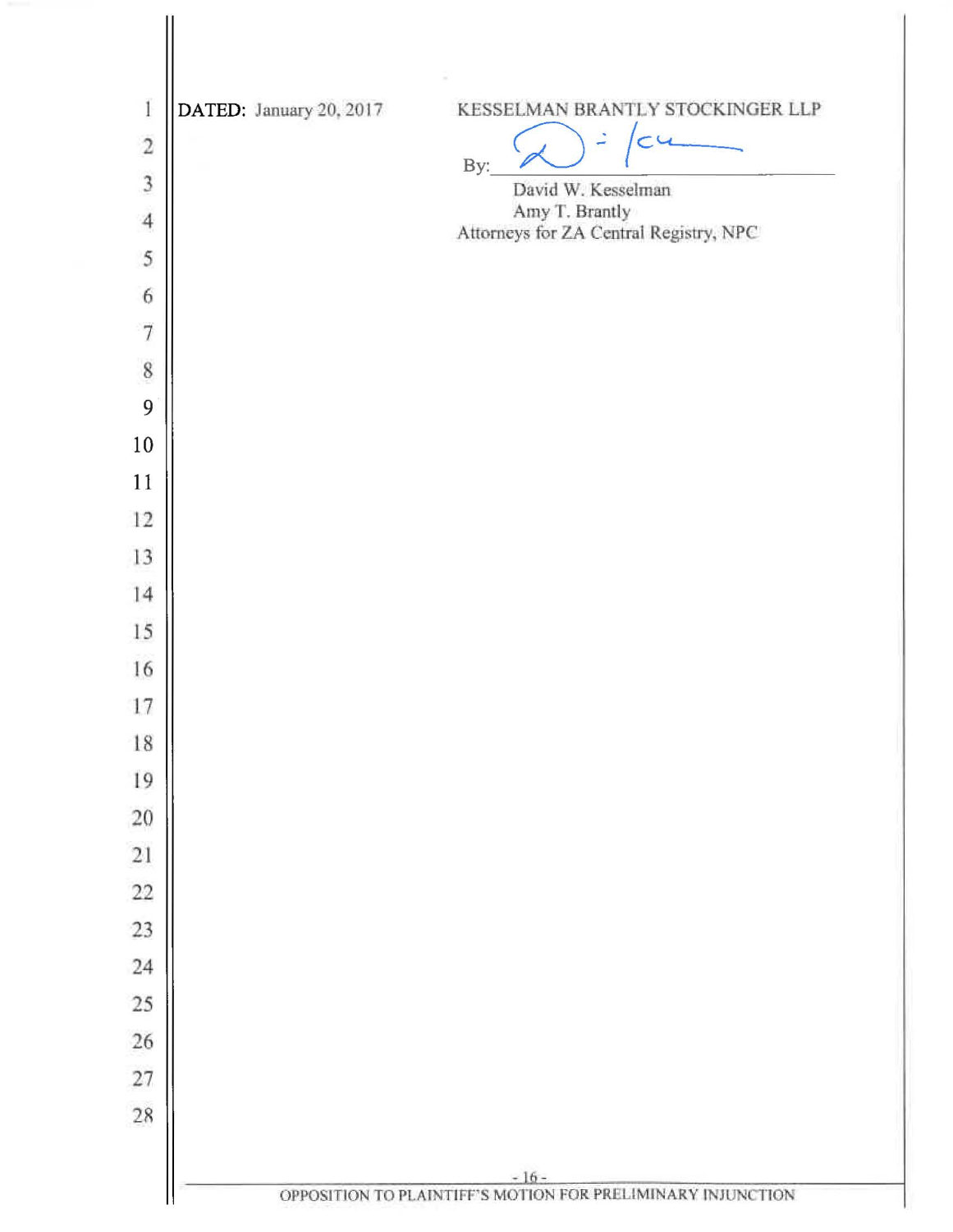DATED: January 20, 2017

KESSELMAN BRANTLY STOCKINGER LLP

By: ______________________

David W. Kesselman
Amy T. Brantly
Attorneys for ZA Central Registry, NPC